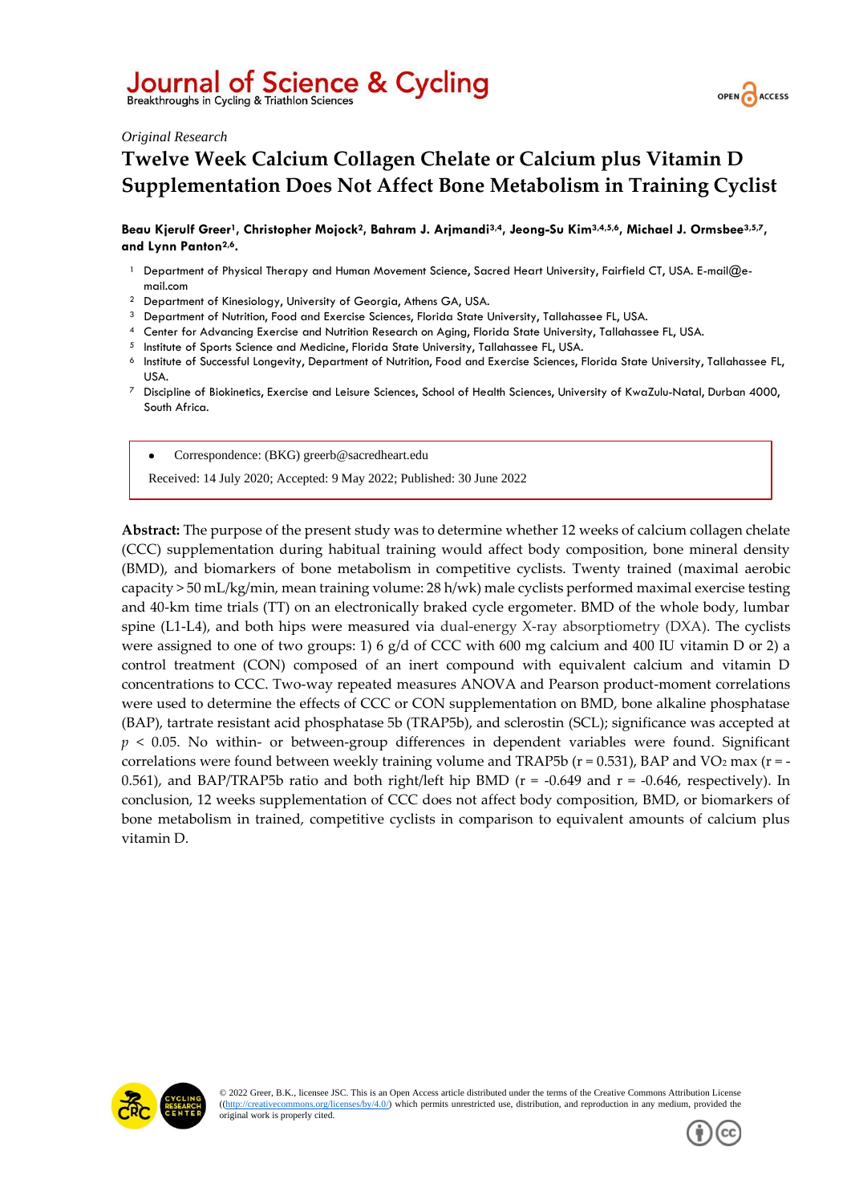*Original Research*

# Twelve Week Calcium Collagen Chelate or Calcium plus Vitamin D Supplementation Does Not Affect Bone Metabolism in Training Cyclist

**Beau Kjerulf Greer[1], Christopher Mojock[2], Bahram J. Arjmandi[3,4], Jeong-Su Kim[3,4,5,6], Michael J. Ormsbee[3,5,7], and Lynn Panton[2,6].**

1. Department of Physical Therapy and Human Movement Science, Sacred Heart University, Fairfield CT, USA. E-mail@e-mail.com
2. Department of Kinesiology, University of Georgia, Athens GA, USA.
3. Department of Nutrition, Food and Exercise Sciences, Florida State University, Tallahassee FL, USA.
4. Center for Advancing Exercise and Nutrition Research on Aging, Florida State University, Tallahassee FL, USA.
5. Institute of Sports Science and Medicine, Florida State University, Tallahassee FL, USA.
6. Institute of Successful Longevity, Department of Nutrition, Food and Exercise Sciences, Florida State University, Tallahassee FL, USA.
7. Discipline of Biokinetics, Exercise and Leisure Sciences, School of Health Sciences, University of KwaZulu-Natal, Durban 4000, South Africa.

- Correspondence: (BKG) greerb@sacredheart.edu

Received: 14 July 2020; Accepted: 9 May 2022; Published: 30 June 2022

**Abstract:** The purpose of the present study was to determine whether 12 weeks of calcium collagen chelate (CCC) supplementation during habitual training would affect body composition, bone mineral density (BMD), and biomarkers of bone metabolism in competitive cyclists. Twenty trained (maximal aerobic capacity > 50 mL/kg/min, mean training volume: 28 h/wk) male cyclists performed maximal exercise testing and 40-km time trials (TT) on an electronically braked cycle ergometer. BMD of the whole body, lumbar spine (L1-L4), and both hips were measured via dual-energy X-ray absorptiometry (DXA). The cyclists were assigned to one of two groups: 1) 6 g/d of CCC with 600 mg calcium and 400 IU vitamin D or 2) a control treatment (CON) composed of an inert compound with equivalent calcium and vitamin D concentrations to CCC. Two-way repeated measures ANOVA and Pearson product-moment correlations were used to determine the effects of CCC or CON supplementation on BMD, bone alkaline phosphatase (BAP), tartrate resistant acid phosphatase 5b (TRAP5b), and sclerostin (SCL); significance was accepted at $p < 0.05$. No within- or between-group differences in dependent variables were found. Significant correlations were found between weekly training volume and TRAP5b (r = 0.531), BAP and $VO_2$ max (r = -0.561), and BAP/TRAP5b ratio and both right/left hip BMD (r = -0.649 and r = -0.646, respectively). In conclusion, 12 weeks supplementation of CCC does not affect body composition, BMD, or biomarkers of bone metabolism in trained, competitive cyclists in comparison to equivalent amounts of calcium plus vitamin D.

© 2022 Greer, B.K., licensee JSC. This is an Open Access article distributed under the terms of the Creative Commons Attribution License ((http://creativecommons.org/licenses/by/4.0/) which permits unrestricted use, distribution, and reproduction in any medium, provided the original work is properly cited.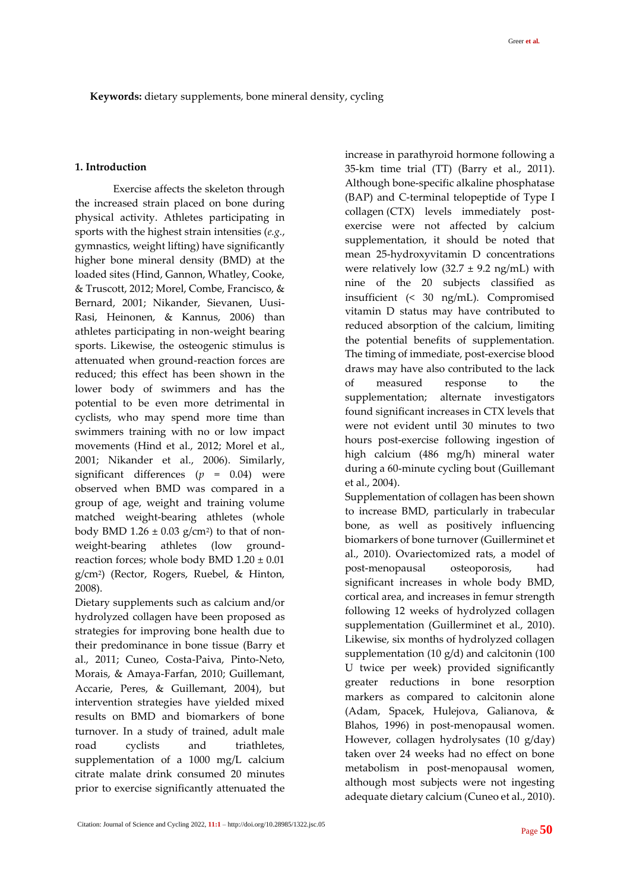**Keywords:** dietary supplements, bone mineral density, cycling

## 1. Introduction

Exercise affects the skeleton through the increased strain placed on bone during physical activity. Athletes participating in sports with the highest strain intensities (*e.g.*, gymnastics, weight lifting) have significantly higher bone mineral density (BMD) at the loaded sites (Hind, Gannon, Whatley, Cooke, & Truscott, 2012; Morel, Combe, Francisco, & Bernard, 2001; Nikander, Sievanen, Uusi-Rasi, Heinonen, & Kannus, 2006) than athletes participating in non-weight bearing sports. Likewise, the osteogenic stimulus is attenuated when ground-reaction forces are reduced; this effect has been shown in the lower body of swimmers and has the potential to be even more detrimental in cyclists, who may spend more time than swimmers training with no or low impact movements (Hind et al., 2012; Morel et al., 2001; Nikander et al., 2006). Similarly, significant differences ($p$ = 0.04) were observed when BMD was compared in a group of age, weight and training volume matched weight-bearing athletes (whole body BMD 1.26 ± 0.03 g/cm$^2$) to that of non-weight-bearing athletes (low ground-reaction forces; whole body BMD 1.20 ± 0.01 g/cm$^2$) (Rector, Rogers, Ruebel, & Hinton, 2008).

Dietary supplements such as calcium and/or hydrolyzed collagen have been proposed as strategies for improving bone health due to their predominance in bone tissue (Barry et al., 2011; Cuneo, Costa-Paiva, Pinto-Neto, Morais, & Amaya-Farfan, 2010; Guillemant, Accarie, Peres, & Guillemant, 2004), but intervention strategies have yielded mixed results on BMD and biomarkers of bone turnover. In a study of trained, adult male road cyclists and triathletes, supplementation of a 1000 mg/L calcium citrate malate drink consumed 20 minutes prior to exercise significantly attenuated the increase in parathyroid hormone following a 35-km time trial (TT) (Barry et al., 2011). Although bone-specific alkaline phosphatase (BAP) and C-terminal telopeptide of Type I collagen (CTX) levels immediately post-exercise were not affected by calcium supplementation, it should be noted that mean 25-hydroxyvitamin D concentrations were relatively low (32.7 ± 9.2 ng/mL) with nine of the 20 subjects classified as insufficient (< 30 ng/mL). Compromised vitamin D status may have contributed to reduced absorption of the calcium, limiting the potential benefits of supplementation. The timing of immediate, post-exercise blood draws may have also contributed to the lack of measured response to the supplementation; alternate investigators found significant increases in CTX levels that were not evident until 30 minutes to two hours post-exercise following ingestion of high calcium (486 mg/h) mineral water during a 60-minute cycling bout (Guillemant et al., 2004).

Supplementation of collagen has been shown to increase BMD, particularly in trabecular bone, as well as positively influencing biomarkers of bone turnover (Guillerminet et al., 2010). Ovariectomized rats, a model of post-menopausal osteoporosis, had significant increases in whole body BMD, cortical area, and increases in femur strength following 12 weeks of hydrolyzed collagen supplementation (Guillerminet et al., 2010). Likewise, six months of hydrolyzed collagen supplementation (10 g/d) and calcitonin (100 U twice per week) provided significantly greater reductions in bone resorption markers as compared to calcitonin alone (Adam, Spacek, Hulejova, Galianova, & Blahos, 1996) in post-menopausal women. However, collagen hydrolysates (10 g/day) taken over 24 weeks had no effect on bone metabolism in post-menopausal women, although most subjects were not ingesting adequate dietary calcium (Cuneo et al., 2010).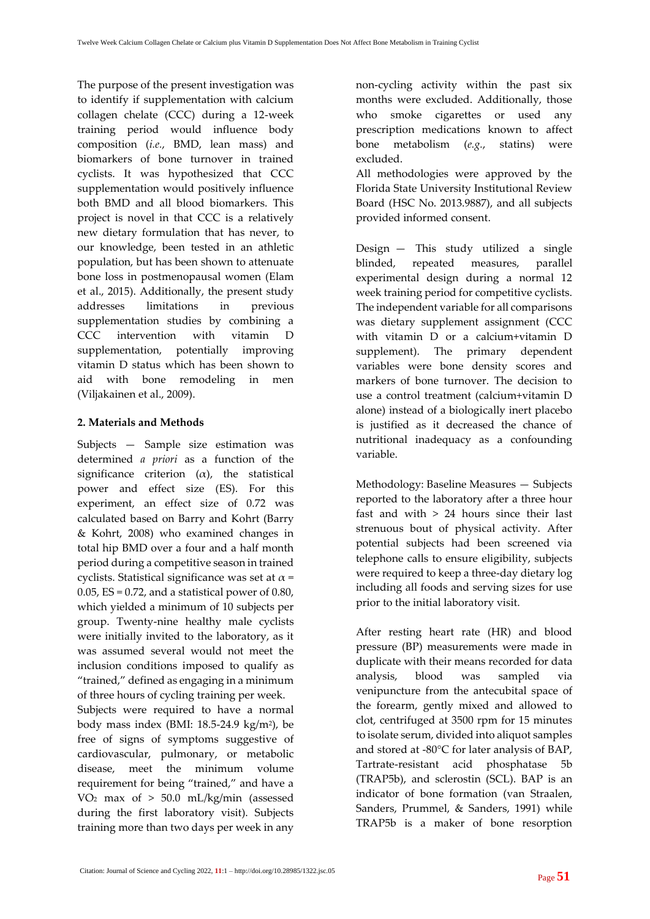The purpose of the present investigation was to identify if supplementation with calcium collagen chelate (CCC) during a 12-week training period would influence body composition (*i.e.*, BMD, lean mass) and biomarkers of bone turnover in trained cyclists. It was hypothesized that CCC supplementation would positively influence both BMD and all blood biomarkers. This project is novel in that CCC is a relatively new dietary formulation that has never, to our knowledge, been tested in an athletic population, but has been shown to attenuate bone loss in postmenopausal women (Elam et al., 2015). Additionally, the present study addresses limitations in previous supplementation studies by combining a CCC intervention with vitamin D supplementation, potentially improving vitamin D status which has been shown to aid with bone remodeling in men (Viljakainen et al., 2009).

## 2. Materials and Methods

Subjects — Sample size estimation was determined *a priori* as a function of the significance criterion ($\alpha$), the statistical power and effect size (ES). For this experiment, an effect size of 0.72 was calculated based on Barry and Kohrt (Barry & Kohrt, 2008) who examined changes in total hip BMD over a four and a half month period during a competitive season in trained cyclists. Statistical significance was set at $\alpha$ = 0.05, ES = 0.72, and a statistical power of 0.80, which yielded a minimum of 10 subjects per group. Twenty-nine healthy male cyclists were initially invited to the laboratory, as it was assumed several would not meet the inclusion conditions imposed to qualify as "trained," defined as engaging in a minimum of three hours of cycling training per week.

Subjects were required to have a normal body mass index (BMI: 18.5-24.9 kg/m$^2$), be free of signs of symptoms suggestive of cardiovascular, pulmonary, or metabolic disease, meet the minimum volume requirement for being "trained," and have a $VO_2$ max of > 50.0 mL/kg/min (assessed during the first laboratory visit). Subjects training more than two days per week in any non-cycling activity within the past six months were excluded. Additionally, those who smoke cigarettes or used any prescription medications known to affect bone metabolism (*e.g.*, statins) were excluded.

All methodologies were approved by the Florida State University Institutional Review Board (HSC No. 2013.9887), and all subjects provided informed consent.

Design — This study utilized a single blinded, repeated measures, parallel experimental design during a normal 12 week training period for competitive cyclists. The independent variable for all comparisons was dietary supplement assignment (CCC with vitamin D or a calcium+vitamin D supplement). The primary dependent variables were bone density scores and markers of bone turnover. The decision to use a control treatment (calcium+vitamin D alone) instead of a biologically inert placebo is justified as it decreased the chance of nutritional inadequacy as a confounding variable.

Methodology: Baseline Measures — Subjects reported to the laboratory after a three hour fast and with > 24 hours since their last strenuous bout of physical activity. After potential subjects had been screened via telephone calls to ensure eligibility, subjects were required to keep a three-day dietary log including all foods and serving sizes for use prior to the initial laboratory visit.

After resting heart rate (HR) and blood pressure (BP) measurements were made in duplicate with their means recorded for data analysis, blood was sampled via venipuncture from the antecubital space of the forearm, gently mixed and allowed to clot, centrifuged at 3500 rpm for 15 minutes to isolate serum, divided into aliquot samples and stored at -80°C for later analysis of BAP, Tartrate-resistant acid phosphatase 5b (TRAP5b), and sclerostin (SCL). BAP is an indicator of bone formation (van Straalen, Sanders, Prummel, & Sanders, 1991) while TRAP5b is a maker of bone resorption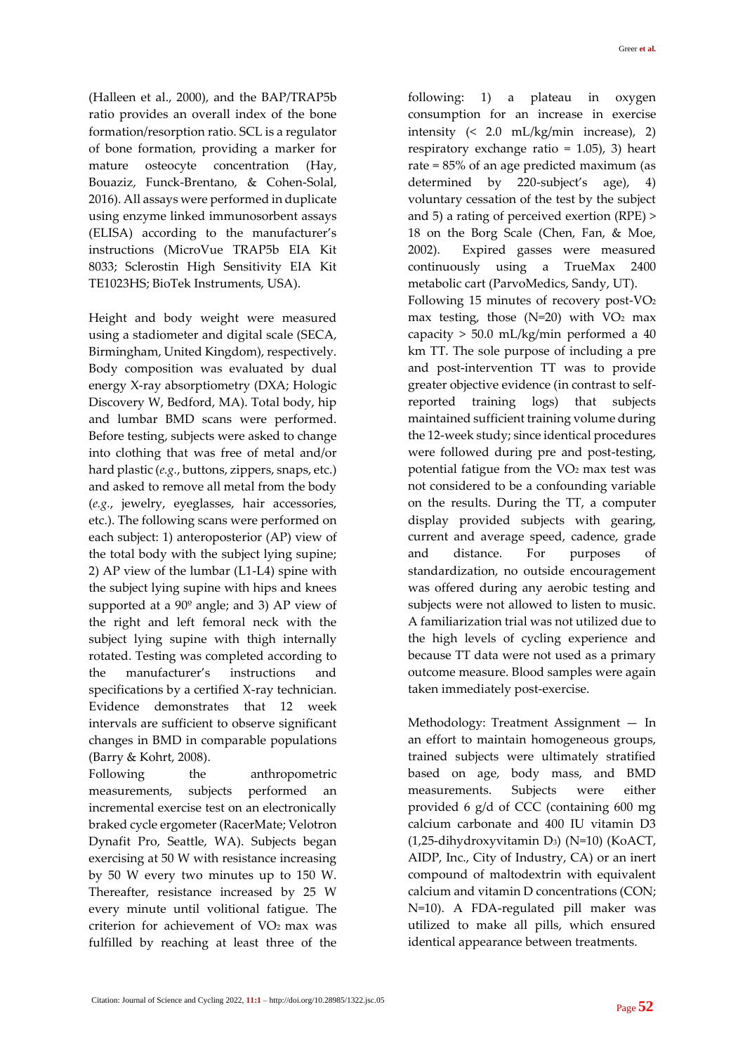(Halleen et al., 2000), and the BAP/TRAP5b ratio provides an overall index of the bone formation/resorption ratio. SCL is a regulator of bone formation, providing a marker for mature osteocyte concentration (Hay, Bouaziz, Funck-Brentano, & Cohen-Solal, 2016). All assays were performed in duplicate using enzyme linked immunosorbent assays (ELISA) according to the manufacturer's instructions (MicroVue TRAP5b EIA Kit 8033; Sclerostin High Sensitivity EIA Kit TE1023HS; BioTek Instruments, USA).

Height and body weight were measured using a stadiometer and digital scale (SECA, Birmingham, United Kingdom), respectively. Body composition was evaluated by dual energy X-ray absorptiometry (DXA; Hologic Discovery W, Bedford, MA). Total body, hip and lumbar BMD scans were performed. Before testing, subjects were asked to change into clothing that was free of metal and/or hard plastic (*e.g.*, buttons, zippers, snaps, etc.) and asked to remove all metal from the body (*e.g.*, jewelry, eyeglasses, hair accessories, etc.). The following scans were performed on each subject: 1) anteroposterior (AP) view of the total body with the subject lying supine; 2) AP view of the lumbar (L1-L4) spine with the subject lying supine with hips and knees supported at a 90º angle; and 3) AP view of the right and left femoral neck with the subject lying supine with thigh internally rotated. Testing was completed according to the manufacturer's instructions and specifications by a certified X-ray technician. Evidence demonstrates that 12 week intervals are sufficient to observe significant changes in BMD in comparable populations (Barry & Kohrt, 2008).

Following the anthropometric measurements, subjects performed an incremental exercise test on an electronically braked cycle ergometer (RacerMate; Velotron Dynafit Pro, Seattle, WA). Subjects began exercising at 50 W with resistance increasing by 50 W every two minutes up to 150 W. Thereafter, resistance increased by 25 W every minute until volitional fatigue. The criterion for achievement of $VO_2$ max was fulfilled by reaching at least three of the following: 1) a plateau in oxygen consumption for an increase in exercise intensity (< 2.0 mL/kg/min increase), 2) respiratory exchange ratio = 1.05), 3) heart rate = 85% of an age predicted maximum (as determined by 220-subject's age), 4) voluntary cessation of the test by the subject and 5) a rating of perceived exertion (RPE) > 18 on the Borg Scale (Chen, Fan, & Moe, 2002). Expired gasses were measured continuously using a TrueMax 2400 metabolic cart (ParvoMedics, Sandy, UT).

Following 15 minutes of recovery post-$VO_2$ max testing, those (N=20) with $VO_2$ max capacity > 50.0 mL/kg/min performed a 40 km TT. The sole purpose of including a pre and post-intervention TT was to provide greater objective evidence (in contrast to self-reported training logs) that subjects maintained sufficient training volume during the 12-week study; since identical procedures were followed during pre and post-testing, potential fatigue from the $VO_2$ max test was not considered to be a confounding variable on the results. During the TT, a computer display provided subjects with gearing, current and average speed, cadence, grade and distance. For purposes of standardization, no outside encouragement was offered during any aerobic testing and subjects were not allowed to listen to music. A familiarization trial was not utilized due to the high levels of cycling experience and because TT data were not used as a primary outcome measure. Blood samples were again taken immediately post-exercise.

Methodology: Treatment Assignment — In an effort to maintain homogeneous groups, trained subjects were ultimately stratified based on age, body mass, and BMD measurements. Subjects were either provided 6 g/d of CCC (containing 600 mg calcium carbonate and 400 IU vitamin D3 (1,25-dihydroxyvitamin $D_3$) (N=10) (KoACT, AIDP, Inc., City of Industry, CA) or an inert compound of maltodextrin with equivalent calcium and vitamin D concentrations (CON; N=10). A FDA-regulated pill maker was utilized to make all pills, which ensured identical appearance between treatments.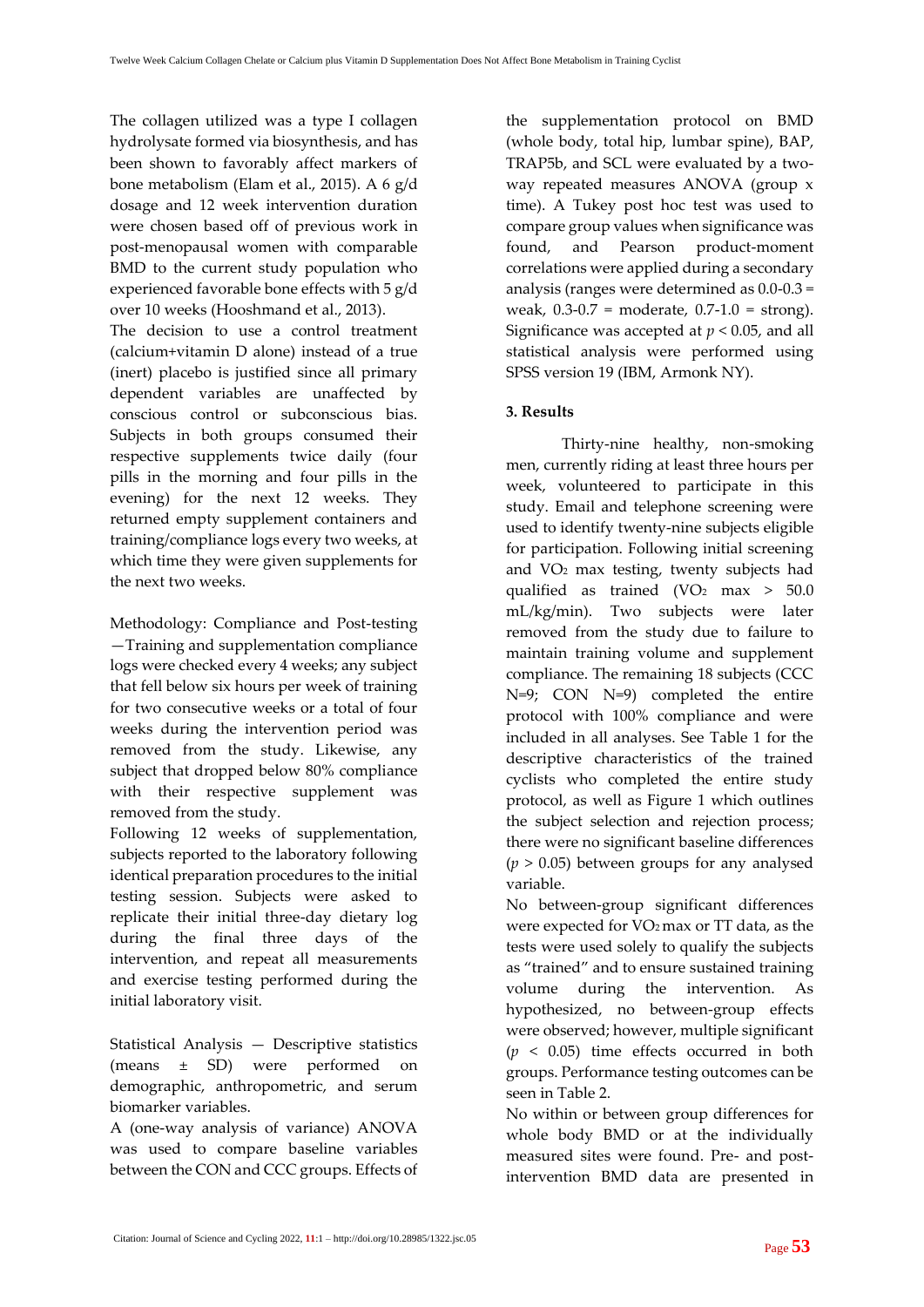The collagen utilized was a type I collagen hydrolysate formed via biosynthesis, and has been shown to favorably affect markers of bone metabolism (Elam et al., 2015). A 6 g/d dosage and 12 week intervention duration were chosen based off of previous work in post-menopausal women with comparable BMD to the current study population who experienced favorable bone effects with 5 g/d over 10 weeks (Hooshmand et al., 2013).

The decision to use a control treatment (calcium+vitamin D alone) instead of a true (inert) placebo is justified since all primary dependent variables are unaffected by conscious control or subconscious bias. Subjects in both groups consumed their respective supplements twice daily (four pills in the morning and four pills in the evening) for the next 12 weeks. They returned empty supplement containers and training/compliance logs every two weeks, at which time they were given supplements for the next two weeks.

Methodology: Compliance and Post-testing —Training and supplementation compliance logs were checked every 4 weeks; any subject that fell below six hours per week of training for two consecutive weeks or a total of four weeks during the intervention period was removed from the study. Likewise, any subject that dropped below 80% compliance with their respective supplement was removed from the study.

Following 12 weeks of supplementation, subjects reported to the laboratory following identical preparation procedures to the initial testing session. Subjects were asked to replicate their initial three-day dietary log during the final three days of the intervention, and repeat all measurements and exercise testing performed during the initial laboratory visit.

Statistical Analysis — Descriptive statistics (means ± SD) were performed on demographic, anthropometric, and serum biomarker variables.

A (one-way analysis of variance) ANOVA was used to compare baseline variables between the CON and CCC groups. Effects of the supplementation protocol on BMD (whole body, total hip, lumbar spine), BAP, TRAP5b, and SCL were evaluated by a two-way repeated measures ANOVA (group x time). A Tukey post hoc test was used to compare group values when significance was found, and Pearson product-moment correlations were applied during a secondary analysis (ranges were determined as 0.0-0.3 = weak, 0.3-0.7 = moderate, 0.7-1.0 = strong). Significance was accepted at $p < 0.05$, and all statistical analysis were performed using SPSS version 19 (IBM, Armonk NY).

### 3. Results

Thirty-nine healthy, non-smoking men, currently riding at least three hours per week, volunteered to participate in this study. Email and telephone screening were used to identify twenty-nine subjects eligible for participation. Following initial screening and $VO_2$ max testing, twenty subjects had qualified as trained ($VO_2$ max > 50.0 mL/kg/min). Two subjects were later removed from the study due to failure to maintain training volume and supplement compliance. The remaining 18 subjects (CCC N=9; CON N=9) completed the entire protocol with 100% compliance and were included in all analyses. See Table 1 for the descriptive characteristics of the trained cyclists who completed the entire study protocol, as well as Figure 1 which outlines the subject selection and rejection process; there were no significant baseline differences ($p > 0.05$) between groups for any analysed variable.

No between-group significant differences were expected for $VO_2$ max or TT data, as the tests were used solely to qualify the subjects as "trained" and to ensure sustained training volume during the intervention. As hypothesized, no between-group effects were observed; however, multiple significant ($p < 0.05$) time effects occurred in both groups. Performance testing outcomes can be seen in Table 2.

No within or between group differences for whole body BMD or at the individually measured sites were found. Pre- and post-intervention BMD data are presented in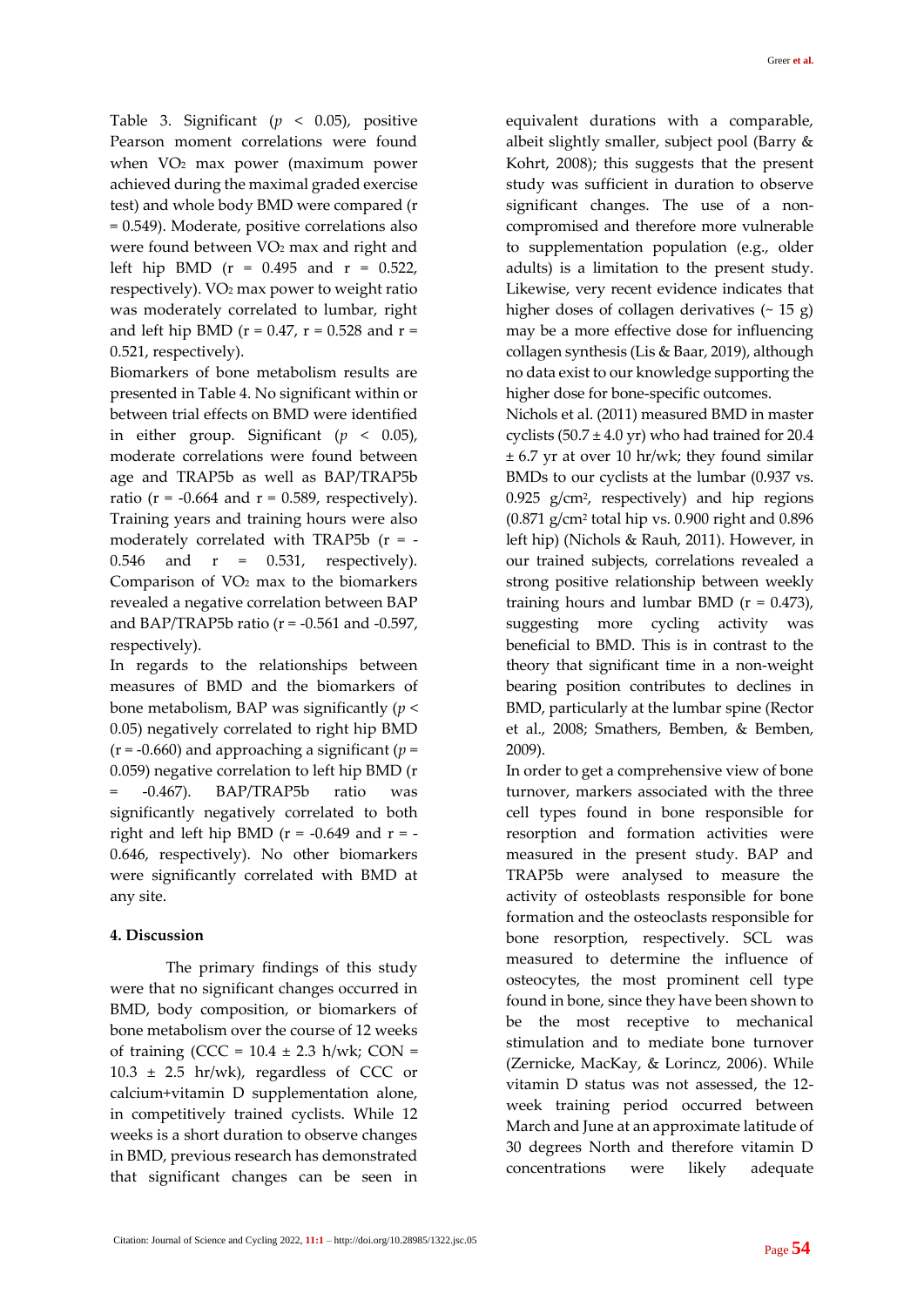Table 3. Significant ($p < 0.05$), positive Pearson moment correlations were found when $VO_2$ max power (maximum power achieved during the maximal graded exercise test) and whole body BMD were compared (r = 0.549). Moderate, positive correlations also were found between $VO_2$ max and right and left hip BMD (r = 0.495 and r = 0.522, respectively). $VO_2$ max power to weight ratio was moderately correlated to lumbar, right and left hip BMD (r = 0.47, r = 0.528 and r = 0.521, respectively).

Biomarkers of bone metabolism results are presented in Table 4. No significant within or between trial effects on BMD were identified in either group. Significant ($p < 0.05$), moderate correlations were found between age and TRAP5b as well as BAP/TRAP5b ratio (r = -0.664 and r = 0.589, respectively). Training years and training hours were also moderately correlated with TRAP5b (r = -0.546 and r = 0.531, respectively). Comparison of $VO_2$ max to the biomarkers revealed a negative correlation between BAP and BAP/TRAP5b ratio (r = -0.561 and -0.597, respectively).

In regards to the relationships between measures of BMD and the biomarkers of bone metabolism, BAP was significantly ($p < 0.05$) negatively correlated to right hip BMD (r = -0.660) and approaching a significant ($p = 0.059$) negative correlation to left hip BMD (r = -0.467). BAP/TRAP5b ratio was significantly negatively correlated to both right and left hip BMD (r = -0.649 and r = -0.646, respectively). No other biomarkers were significantly correlated with BMD at any site.

## 4. Discussion

The primary findings of this study were that no significant changes occurred in BMD, body composition, or biomarkers of bone metabolism over the course of 12 weeks of training (CCC = 10.4 ± 2.3 h/wk; CON = 10.3 ± 2.5 hr/wk), regardless of CCC or calcium+vitamin D supplementation alone, in competitively trained cyclists. While 12 weeks is a short duration to observe changes in BMD, previous research has demonstrated that significant changes can be seen in equivalent durations with a comparable, albeit slightly smaller, subject pool (Barry & Kohrt, 2008); this suggests that the present study was sufficient in duration to observe significant changes. The use of a non-compromised and therefore more vulnerable to supplementation population (e.g., older adults) is a limitation to the present study. Likewise, very recent evidence indicates that higher doses of collagen derivatives (~ 15 g) may be a more effective dose for influencing collagen synthesis (Lis & Baar, 2019), although no data exist to our knowledge supporting the higher dose for bone-specific outcomes.

Nichols et al. (2011) measured BMD in master cyclists (50.7 ± 4.0 yr) who had trained for 20.4 ± 6.7 yr at over 10 hr/wk; they found similar BMDs to our cyclists at the lumbar (0.937 vs. 0.925 g/cm$^2$, respectively) and hip regions (0.871 g/cm$^2$ total hip vs. 0.900 right and 0.896 left hip) (Nichols & Rauh, 2011). However, in our trained subjects, correlations revealed a strong positive relationship between weekly training hours and lumbar BMD (r = 0.473), suggesting more cycling activity was beneficial to BMD. This is in contrast to the theory that significant time in a non-weight bearing position contributes to declines in BMD, particularly at the lumbar spine (Rector et al., 2008; Smathers, Bemben, & Bemben, 2009).

In order to get a comprehensive view of bone turnover, markers associated with the three cell types found in bone responsible for resorption and formation activities were measured in the present study. BAP and TRAP5b were analysed to measure the activity of osteoblasts responsible for bone formation and the osteoclasts responsible for bone resorption, respectively. SCL was measured to determine the influence of osteocytes, the most prominent cell type found in bone, since they have been shown to be the most receptive to mechanical stimulation and to mediate bone turnover (Zernicke, MacKay, & Lorincz, 2006). While vitamin D status was not assessed, the 12-week training period occurred between March and June at an approximate latitude of 30 degrees North and therefore vitamin D concentrations were likely adequate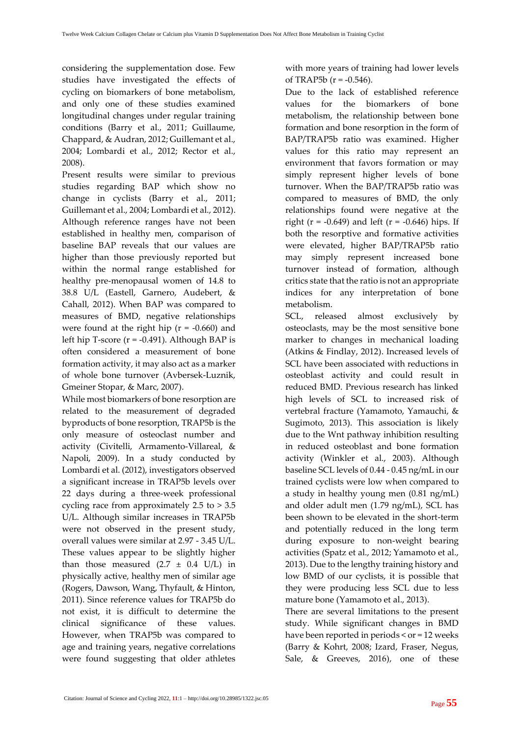considering the supplementation dose. Few studies have investigated the effects of cycling on biomarkers of bone metabolism, and only one of these studies examined longitudinal changes under regular training conditions (Barry et al., 2011; Guillaume, Chappard, & Audran, 2012; Guillemant et al., 2004; Lombardi et al., 2012; Rector et al., 2008).

Present results were similar to previous studies regarding BAP which show no change in cyclists (Barry et al., 2011; Guillemant et al., 2004; Lombardi et al., 2012). Although reference ranges have not been established in healthy men, comparison of baseline BAP reveals that our values are higher than those previously reported but within the normal range established for healthy pre-menopausal women of 14.8 to 38.8 U/L (Eastell, Garnero, Audebert, & Cahall, 2012). When BAP was compared to measures of BMD, negative relationships were found at the right hip ($r = -0.660$) and left hip T-score ($r = -0.491$). Although BAP is often considered a measurement of bone formation activity, it may also act as a marker of whole bone turnover (Avbersek-Luznik, Gmeiner Stopar, & Marc, 2007).

While most biomarkers of bone resorption are related to the measurement of degraded byproducts of bone resorption, TRAP5b is the only measure of osteoclast number and activity (Civitelli, Armamento-Villareal, & Napoli, 2009). In a study conducted by Lombardi et al. (2012), investigators observed a significant increase in TRAP5b levels over 22 days during a three-week professional cycling race from approximately 2.5 to > 3.5 U/L. Although similar increases in TRAP5b were not observed in the present study, overall values were similar at 2.97 - 3.45 U/L. These values appear to be slightly higher than those measured ($2.7 \pm 0.4$ U/L) in physically active, healthy men of similar age (Rogers, Dawson, Wang, Thyfault, & Hinton, 2011). Since reference values for TRAP5b do not exist, it is difficult to determine the clinical significance of these values. However, when TRAP5b was compared to age and training years, negative correlations were found suggesting that older athletes with more years of training had lower levels of TRAP5b ($r = -0.546$).

Due to the lack of established reference values for the biomarkers of bone metabolism, the relationship between bone formation and bone resorption in the form of BAP/TRAP5b ratio was examined. Higher values for this ratio may represent an environment that favors formation or may simply represent higher levels of bone turnover. When the BAP/TRAP5b ratio was compared to measures of BMD, the only relationships found were negative at the right ($r = -0.649$) and left ($r = -0.646$) hips. If both the resorptive and formative activities were elevated, higher BAP/TRAP5b ratio may simply represent increased bone turnover instead of formation, although critics state that the ratio is not an appropriate indices for any interpretation of bone metabolism.

SCL, released almost exclusively by osteoclasts, may be the most sensitive bone marker to changes in mechanical loading (Atkins & Findlay, 2012). Increased levels of SCL have been associated with reductions in osteoblast activity and could result in reduced BMD. Previous research has linked high levels of SCL to increased risk of vertebral fracture (Yamamoto, Yamauchi, & Sugimoto, 2013). This association is likely due to the Wnt pathway inhibition resulting in reduced osteoblast and bone formation activity (Winkler et al., 2003). Although baseline SCL levels of 0.44 - 0.45 ng/mL in our trained cyclists were low when compared to a study in healthy young men (0.81 ng/mL) and older adult men (1.79 ng/mL), SCL has been shown to be elevated in the short-term and potentially reduced in the long term during exposure to non-weight bearing activities (Spatz et al., 2012; Yamamoto et al., 2013). Due to the lengthy training history and low BMD of our cyclists, it is possible that they were producing less SCL due to less mature bone (Yamamoto et al., 2013).

There are several limitations to the present study. While significant changes in BMD have been reported in periods < or = 12 weeks (Barry & Kohrt, 2008; Izard, Fraser, Negus, Sale, & Greeves, 2016), one of these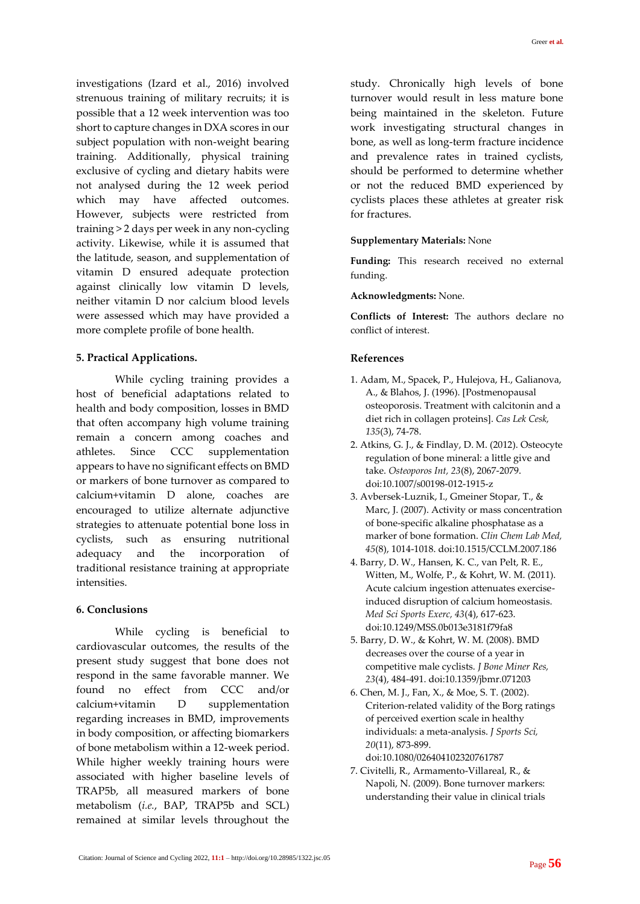investigations (Izard et al., 2016) involved strenuous training of military recruits; it is possible that a 12 week intervention was too short to capture changes in DXA scores in our subject population with non-weight bearing training. Additionally, physical training exclusive of cycling and dietary habits were not analysed during the 12 week period which may have affected outcomes. However, subjects were restricted from training > 2 days per week in any non-cycling activity. Likewise, while it is assumed that the latitude, season, and supplementation of vitamin D ensured adequate protection against clinically low vitamin D levels, neither vitamin D nor calcium blood levels were assessed which may have provided a more complete profile of bone health.

## 5. Practical Applications.

While cycling training provides a host of beneficial adaptations related to health and body composition, losses in BMD that often accompany high volume training remain a concern among coaches and athletes. Since CCC supplementation appears to have no significant effects on BMD or markers of bone turnover as compared to calcium+vitamin D alone, coaches are encouraged to utilize alternate adjunctive strategies to attenuate potential bone loss in cyclists, such as ensuring nutritional adequacy and the incorporation of traditional resistance training at appropriate intensities.

## 6. Conclusions

While cycling is beneficial to cardiovascular outcomes, the results of the present study suggest that bone does not respond in the same favorable manner. We found no effect from CCC and/or calcium+vitamin D supplementation regarding increases in BMD, improvements in body composition, or affecting biomarkers of bone metabolism within a 12-week period. While higher weekly training hours were associated with higher baseline levels of TRAP5b, all measured markers of bone metabolism (*i.e.*, BAP, TRAP5b and SCL) remained at similar levels throughout the study. Chronically high levels of bone turnover would result in less mature bone being maintained in the skeleton. Future work investigating structural changes in bone, as well as long-term fracture incidence and prevalence rates in trained cyclists, should be performed to determine whether or not the reduced BMD experienced by cyclists places these athletes at greater risk for fractures.

**Supplementary Materials:** None

**Funding:** This research received no external funding.

**Acknowledgments:** None.

**Conflicts of Interest:** The authors declare no conflict of interest.

## References

1. Adam, M., Spacek, P., Hulejova, H., Galianova, A., & Blahos, J. (1996). [Postmenopausal osteoporosis. Treatment with calcitonin and a diet rich in collagen proteins]. *Cas Lek Cesk, 135*(3), 74-78.
2. Atkins, G. J., & Findlay, D. M. (2012). Osteocyte regulation of bone mineral: a little give and take. *Osteoporos Int, 23*(8), 2067-2079. doi:10.1007/s00198-012-1915-z
3. Avbersek-Luznik, I., Gmeiner Stopar, T., & Marc, J. (2007). Activity or mass concentration of bone-specific alkaline phosphatase as a marker of bone formation. *Clin Chem Lab Med, 45*(8), 1014-1018. doi:10.1515/CCLM.2007.186
4. Barry, D. W., Hansen, K. C., van Pelt, R. E., Witten, M., Wolfe, P., & Kohrt, W. M. (2011). Acute calcium ingestion attenuates exercise-induced disruption of calcium homeostasis. *Med Sci Sports Exerc, 43*(4), 617-623. doi:10.1249/MSS.0b013e3181f79fa8
5. Barry, D. W., & Kohrt, W. M. (2008). BMD decreases over the course of a year in competitive male cyclists. *J Bone Miner Res, 23*(4), 484-491. doi:10.1359/jbmr.071203
6. Chen, M. J., Fan, X., & Moe, S. T. (2002). Criterion-related validity of the Borg ratings of perceived exertion scale in healthy individuals: a meta-analysis. *J Sports Sci, 20*(11), 873-899. doi:10.1080/026404102320761787
7. Civitelli, R., Armamento-Villareal, R., & Napoli, N. (2009). Bone turnover markers: understanding their value in clinical trials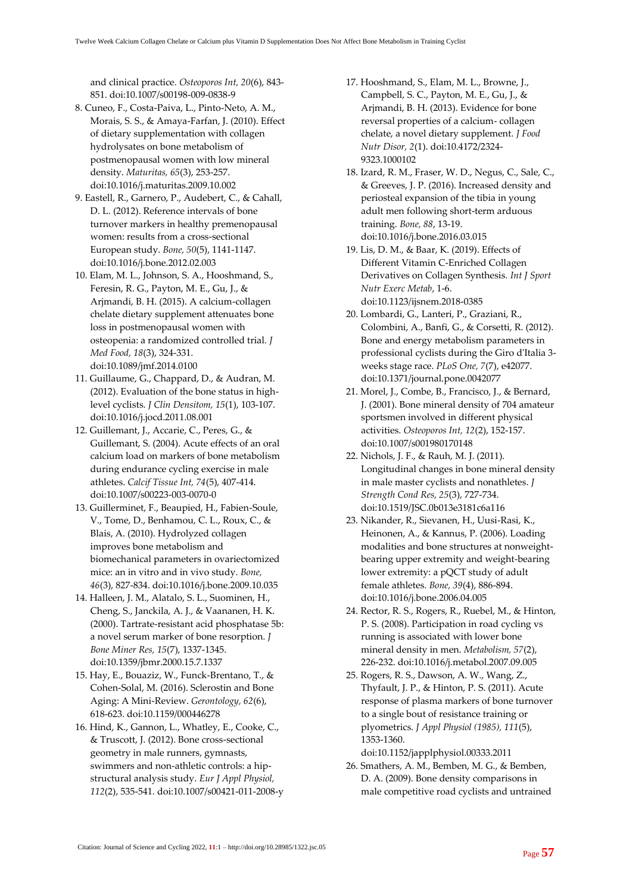and clinical practice. *Osteoporos Int, 20*(6), 843-851. doi:10.1007/s00198-009-0838-9

8. Cuneo, F., Costa-Paiva, L., Pinto-Neto, A. M., Morais, S. S., & Amaya-Farfan, J. (2010). Effect of dietary supplementation with collagen hydrolysates on bone metabolism of postmenopausal women with low mineral density. *Maturitas, 65*(3), 253-257. doi:10.1016/j.maturitas.2009.10.002
9. Eastell, R., Garnero, P., Audebert, C., & Cahall, D. L. (2012). Reference intervals of bone turnover markers in healthy premenopausal women: results from a cross-sectional European study. *Bone, 50*(5), 1141-1147. doi:10.1016/j.bone.2012.02.003
10. Elam, M. L., Johnson, S. A., Hooshmand, S., Feresin, R. G., Payton, M. E., Gu, J., & Arjmandi, B. H. (2015). A calcium-collagen chelate dietary supplement attenuates bone loss in postmenopausal women with osteopenia: a randomized controlled trial. *J Med Food, 18*(3), 324-331. doi:10.1089/jmf.2014.0100
11. Guillaume, G., Chappard, D., & Audran, M. (2012). Evaluation of the bone status in high-level cyclists. *J Clin Densitom, 15*(1), 103-107. doi:10.1016/j.jocd.2011.08.001
12. Guillemant, J., Accarie, C., Peres, G., & Guillemant, S. (2004). Acute effects of an oral calcium load on markers of bone metabolism during endurance cycling exercise in male athletes. *Calcif Tissue Int, 74*(5), 407-414. doi:10.1007/s00223-003-0070-0
13. Guillerminet, F., Beaupied, H., Fabien-Soule, V., Tome, D., Benhamou, C. L., Roux, C., & Blais, A. (2010). Hydrolyzed collagen improves bone metabolism and biomechanical parameters in ovariectomized mice: an in vitro and in vivo study. *Bone, 46*(3), 827-834. doi:10.1016/j.bone.2009.10.035
14. Halleen, J. M., Alatalo, S. L., Suominen, H., Cheng, S., Janckila, A. J., & Vaananen, H. K. (2000). Tartrate-resistant acid phosphatase 5b: a novel serum marker of bone resorption. *J Bone Miner Res, 15*(7), 1337-1345. doi:10.1359/jbmr.2000.15.7.1337
15. Hay, E., Bouaziz, W., Funck-Brentano, T., & Cohen-Solal, M. (2016). Sclerostin and Bone Aging: A Mini-Review. *Gerontology, 62*(6), 618-623. doi:10.1159/000446278
16. Hind, K., Gannon, L., Whatley, E., Cooke, C., & Truscott, J. (2012). Bone cross-sectional geometry in male runners, gymnasts, swimmers and non-athletic controls: a hip-structural analysis study. *Eur J Appl Physiol, 112*(2), 535-541. doi:10.1007/s00421-011-2008-y
17. Hooshmand, S., Elam, M. L., Browne, J., Campbell, S. C., Payton, M. E., Gu, J., & Arjmandi, B. H. (2013). Evidence for bone reversal properties of a calcium- collagen chelate, a novel dietary supplement. *J Food Nutr Disor, 2*(1). doi:10.4172/2324-9323.1000102
18. Izard, R. M., Fraser, W. D., Negus, C., Sale, C., & Greeves, J. P. (2016). Increased density and periosteal expansion of the tibia in young adult men following short-term arduous training. *Bone, 88*, 13-19. doi:10.1016/j.bone.2016.03.015
19. Lis, D. M., & Baar, K. (2019). Effects of Different Vitamin C-Enriched Collagen Derivatives on Collagen Synthesis. *Int J Sport Nutr Exerc Metab*, 1-6. doi:10.1123/ijsnem.2018-0385
20. Lombardi, G., Lanteri, P., Graziani, R., Colombini, A., Banfi, G., & Corsetti, R. (2012). Bone and energy metabolism parameters in professional cyclists during the Giro d'Italia 3-weeks stage race. *PLoS One, 7*(7), e42077. doi:10.1371/journal.pone.0042077
21. Morel, J., Combe, B., Francisco, J., & Bernard, J. (2001). Bone mineral density of 704 amateur sportsmen involved in different physical activities. *Osteoporos Int, 12*(2), 152-157. doi:10.1007/s001980170148
22. Nichols, J. F., & Rauh, M. J. (2011). Longitudinal changes in bone mineral density in male master cyclists and nonathletes. *J Strength Cond Res, 25*(3), 727-734. doi:10.1519/JSC.0b013e3181c6a116
23. Nikander, R., Sievanen, H., Uusi-Rasi, K., Heinonen, A., & Kannus, P. (2006). Loading modalities and bone structures at nonweight-bearing upper extremity and weight-bearing lower extremity: a pQCT study of adult female athletes. *Bone, 39*(4), 886-894. doi:10.1016/j.bone.2006.04.005
24. Rector, R. S., Rogers, R., Ruebel, M., & Hinton, P. S. (2008). Participation in road cycling vs running is associated with lower bone mineral density in men. *Metabolism, 57*(2), 226-232. doi:10.1016/j.metabol.2007.09.005
25. Rogers, R. S., Dawson, A. W., Wang, Z., Thyfault, J. P., & Hinton, P. S. (2011). Acute response of plasma markers of bone turnover to a single bout of resistance training or plyometrics. *J Appl Physiol (1985), 111*(5), 1353-1360. doi:10.1152/japplphysiol.00333.2011
26. Smathers, A. M., Bemben, M. G., & Bemben, D. A. (2009). Bone density comparisons in male competitive road cyclists and untrained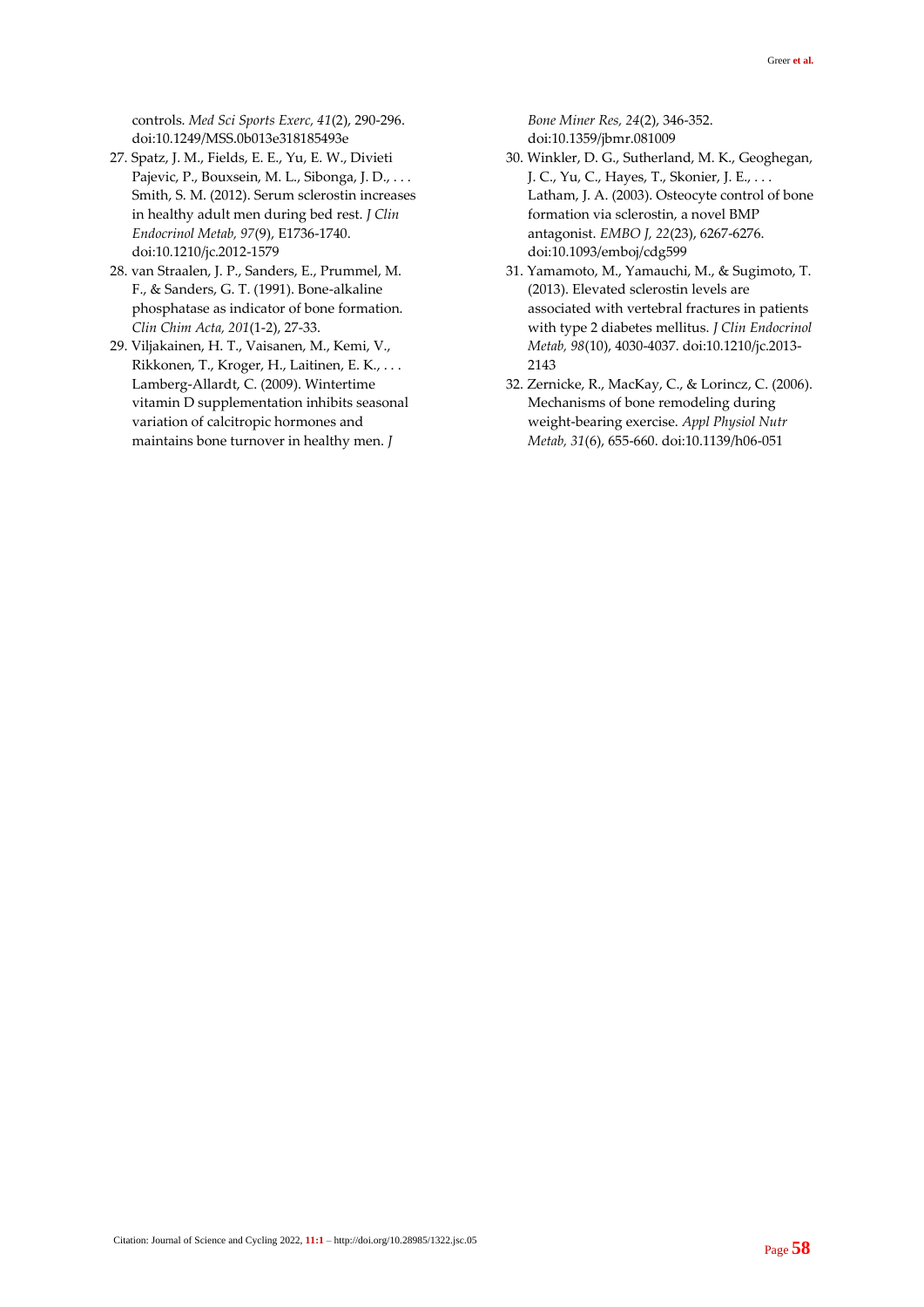controls. *Med Sci Sports Exerc, 41*(2), 290-296. doi:10.1249/MSS.0b013e318185493e

27. Spatz, J. M., Fields, E. E., Yu, E. W., Divieti Pajevic, P., Bouxsein, M. L., Sibonga, J. D., . . . Smith, S. M. (2012). Serum sclerostin increases in healthy adult men during bed rest. *J Clin Endocrinol Metab, 97*(9), E1736-1740. doi:10.1210/jc.2012-1579
28. van Straalen, J. P., Sanders, E., Prummel, M. F., & Sanders, G. T. (1991). Bone-alkaline phosphatase as indicator of bone formation. *Clin Chim Acta, 201*(1-2), 27-33.
29. Viljakainen, H. T., Vaisanen, M., Kemi, V., Rikkonen, T., Kroger, H., Laitinen, E. K., . . . Lamberg-Allardt, C. (2009). Wintertime vitamin D supplementation inhibits seasonal variation of calcitropic hormones and maintains bone turnover in healthy men. *J Bone Miner Res, 24*(2), 346-352. doi:10.1359/jbmr.081009
30. Winkler, D. G., Sutherland, M. K., Geoghegan, J. C., Yu, C., Hayes, T., Skonier, J. E., . . . Latham, J. A. (2003). Osteocyte control of bone formation via sclerostin, a novel BMP antagonist. *EMBO J, 22*(23), 6267-6276. doi:10.1093/emboj/cdg599
31. Yamamoto, M., Yamauchi, M., & Sugimoto, T. (2013). Elevated sclerostin levels are associated with vertebral fractures in patients with type 2 diabetes mellitus. *J Clin Endocrinol Metab, 98*(10), 4030-4037. doi:10.1210/jc.2013-2143
32. Zernicke, R., MacKay, C., & Lorincz, C. (2006). Mechanisms of bone remodeling during weight-bearing exercise. *Appl Physiol Nutr Metab, 31*(6), 655-660. doi:10.1139/h06-051